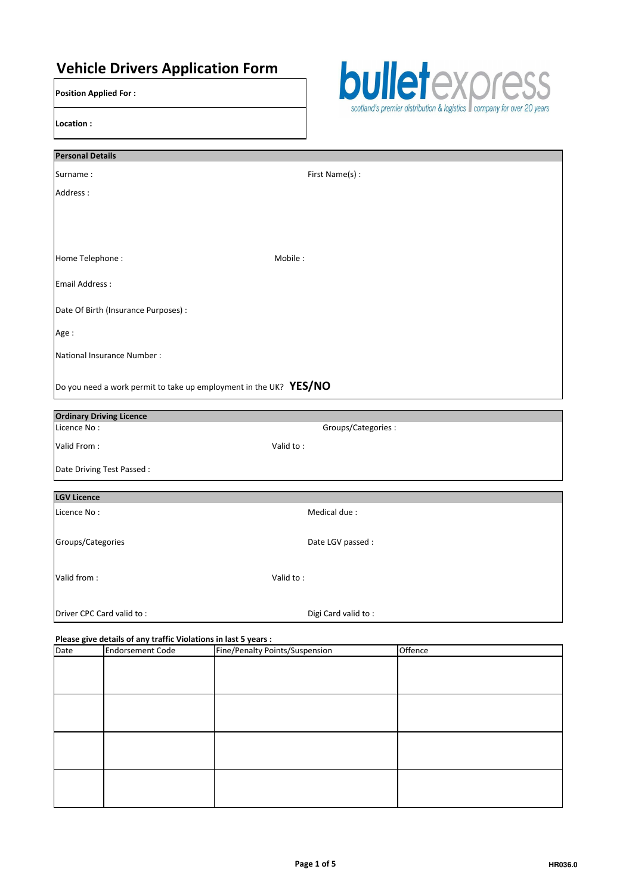# Vehicle Drivers Application Form

**bulletexpress**
scotland's premier distribution & logistics company for over 20 years

**Position Applied For :**

**Location :**

**Personal Details**

Surname : First Name(s) :

Address :

Home Telephone : Mobile :

Email Address :

Date Of Birth (Insurance Purposes) :

Age :

National Insurance Number :

Do you need a work permit to take up employment in the UK? **YES/NO**

**Ordinary Driving Licence**

Licence No : Groups/Categories :

Valid From : Valid to :

Date Driving Test Passed :

**LGV Licence**

Licence No : Medical due :

Groups/Categories Date LGV passed :

Valid from : Valid to :

Driver CPC Card valid to : Digi Card valid to :

**Please give details of any traffic Violations in last 5 years :**

| Date | Endorsement Code | Fine/Penalty Points/Suspension | Offence |
|---|---|---|---|
| | | | |
| | | | |
| | | | |
| | | | |

HR036.0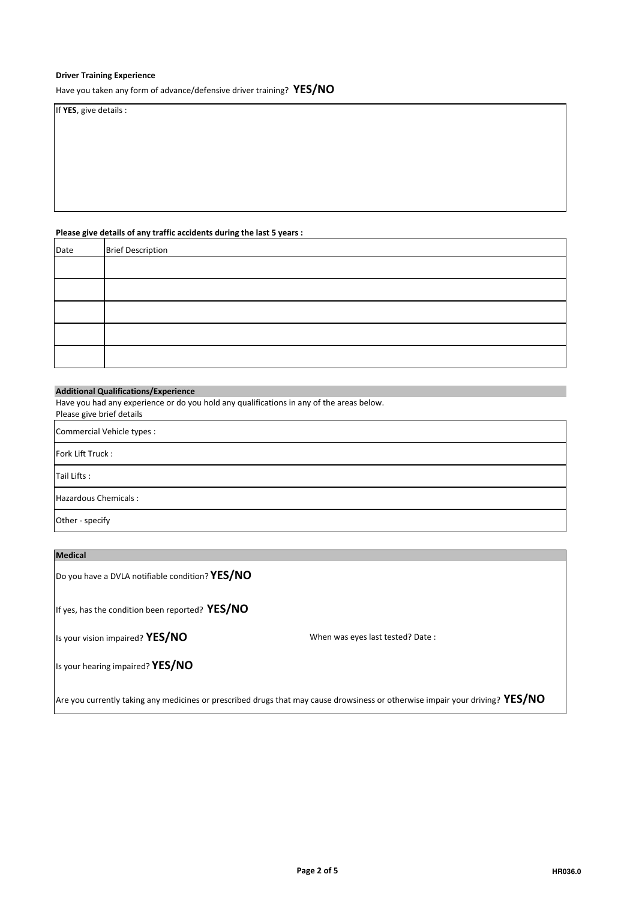**Driver Training Experience**

Have you taken any form of advance/defensive driver training? **YES/NO**

| If **YES**, give details : |
|---|
| |

**Please give details of any traffic accidents during the last 5 years :**

| Date | Brief Description |
|---|---|
| | |
| | |
| | |
| | |
| | |

**Additional Qualifications/Experience**

Have you had any experience or do you hold any qualifications in any of the areas below.
Please give brief details

| |
|---|
| Commercial Vehicle types : |
| Fork Lift Truck : |
| Tail Lifts : |
| Hazardous Chemicals : |
| Other - specify |

**Medical**

Do you have a DVLA notifiable condition? **YES/NO**

If yes, has the condition been reported? **YES/NO**

Is your vision impaired? **YES/NO** When was eyes last tested? Date :

Is your hearing impaired? **YES/NO**

Are you currently taking any medicines or prescribed drugs that may cause drowsiness or otherwise impair your driving? **YES/NO**

HR036.0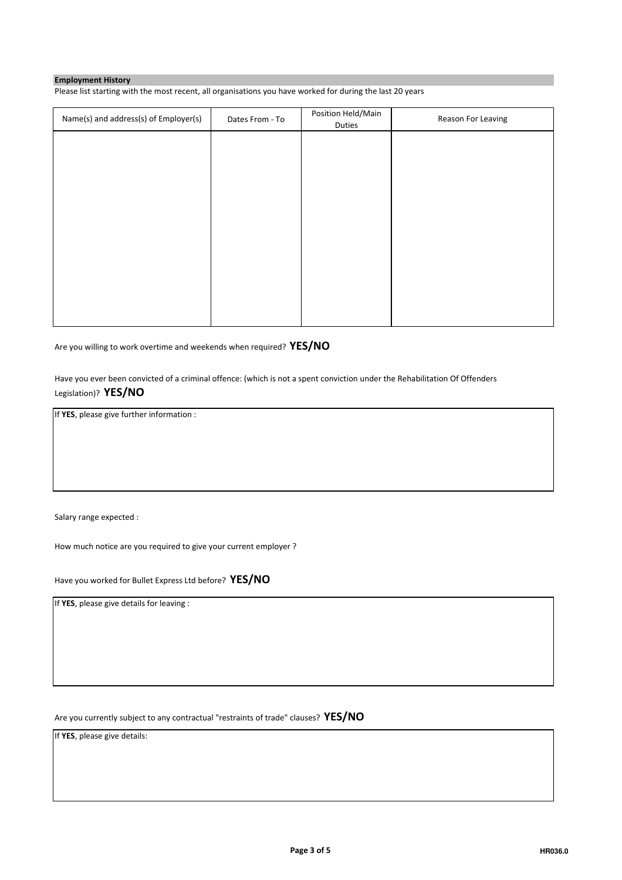## Employment History

Please list starting with the most recent, all organisations you have worked for during the last 20 years

| Name(s) and address(s) of Employer(s) | Dates From - To | Position Held/Main Duties | Reason For Leaving |
|---|---|---|---|
| | | | |

Are you willing to work overtime and weekends when required? **YES/NO**

Have you ever been convicted of a criminal offence: (which is not a spent conviction under the Rehabilitation Of Offenders Legislation)? **YES/NO**

If **YES**, please give further information :

Salary range expected :

How much notice are you required to give your current employer ?

Have you worked for Bullet Express Ltd before? **YES/NO**

If **YES**, please give details for leaving :

Are you currently subject to any contractual "restraints of trade" clauses? **YES/NO**

If **YES**, please give details: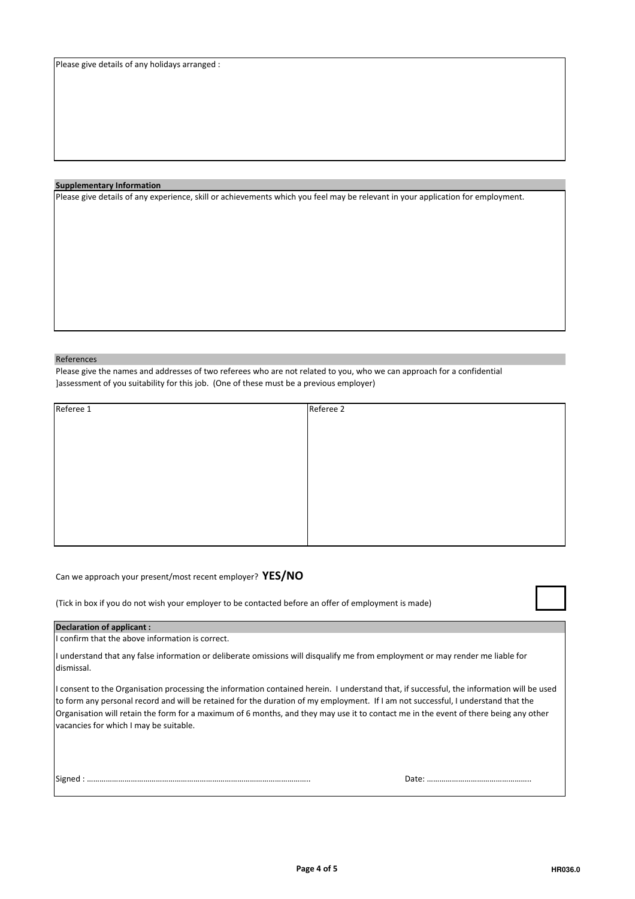Please give details of any holidays arranged :

**Supplementary Information**

Please give details of any experience, skill or achievements which you feel may be relevant in your application for employment.

References

Please give the names and addresses of two referees who are not related to you, who we can approach for a confidential ]assessment of you suitability for this job. (One of these must be a previous employer)

| Referee 1 | Referee 2 |
| --- | --- |
| | |

Can we approach your present/most recent employer? **YES/NO**

(Tick in box if you do not wish your employer to be contacted before an offer of employment is made)

**Declaration of applicant :**

I confirm that the above information is correct.

I understand that any false information or deliberate omissions will disqualify me from employment or may render me liable for dismissal.

I consent to the Organisation processing the information contained herein. I understand that, if successful, the information will be used to form any personal record and will be retained for the duration of my employment. If I am not successful, I understand that the Organisation will retain the form for a maximum of 6 months, and they may use it to contact me in the event of there being any other vacancies for which I may be suitable.

Signed : ………………………………………………………………………………………….. Date: …………………………………………..

HR036.0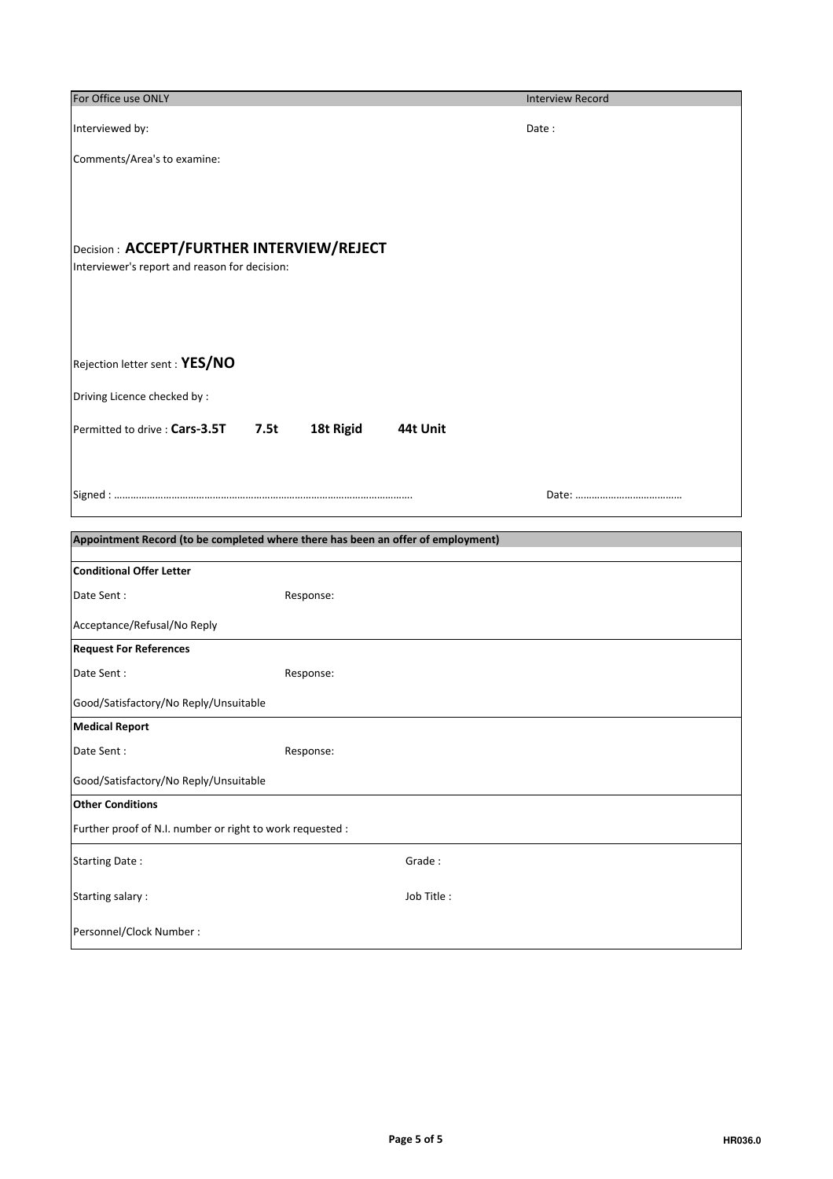| For Office use ONLY | Interview Record |
|---|---|

Interviewed by: Date :

Comments/Area's to examine:

Decision : **ACCEPT/FURTHER INTERVIEW/REJECT**

Interviewer's report and reason for decision:

Rejection letter sent : **YES/NO**

Driving Licence checked by :

Permitted to drive : **Cars-3.5T 7.5t 18t Rigid 44t Unit**

Signed : ………………………………………………………………………………………… Date: …………………………………

| **Appointment Record (to be completed where there has been an offer of employment)** | |
|---|---|

**Conditional Offer Letter**

Date Sent : Response:

Acceptance/Refusal/No Reply

**Request For References**

Date Sent : Response:

Good/Satisfactory/No Reply/Unsuitable

**Medical Report**

Date Sent : Response:

Good/Satisfactory/No Reply/Unsuitable

**Other Conditions**

Further proof of N.I. number or right to work requested :

Starting Date : Grade :

Starting salary : Job Title :

Personnel/Clock Number :

HR036.0